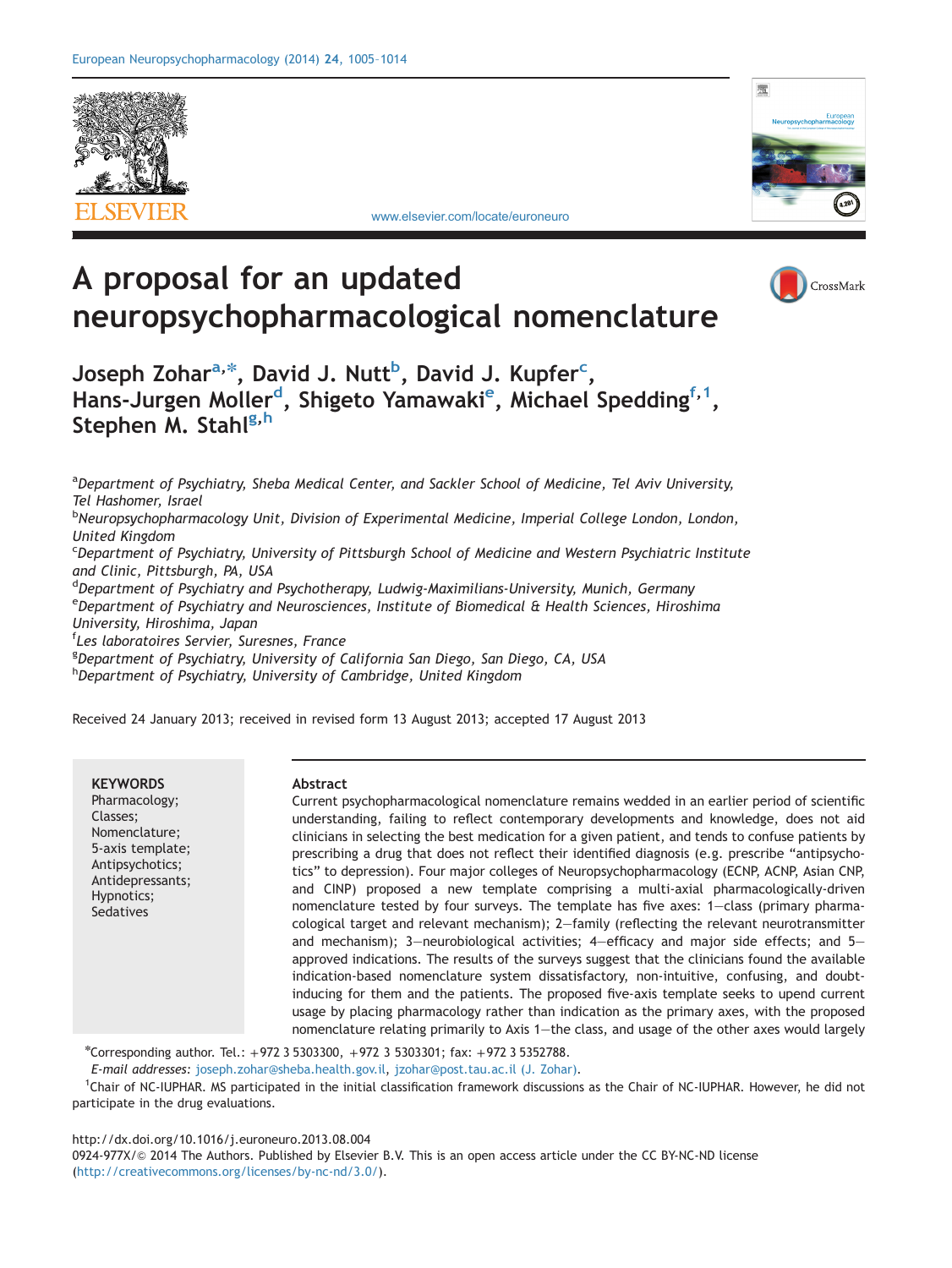# A proposal for an updated neuropsychopharmacological nomenclature

Joseph Zohar[a,*], David J. Nutt[b], David J. Kupfer[c], Hans-Jurgen Moller[d], Shigeto Yamawaki[e], Michael Spedding[f,1], Stephen M. Stahl[g,h]

[a]Department of Psychiatry, Sheba Medical Center, and Sackler School of Medicine, Tel Aviv University, Tel Hashomer, Israel
[b]Neuropsychopharmacology Unit, Division of Experimental Medicine, Imperial College London, London, United Kingdom
[c]Department of Psychiatry, University of Pittsburgh School of Medicine and Western Psychiatric Institute and Clinic, Pittsburgh, PA, USA
[d]Department of Psychiatry and Psychotherapy, Ludwig-Maximilians-University, Munich, Germany
[e]Department of Psychiatry and Neurosciences, Institute of Biomedical & Health Sciences, Hiroshima University, Hiroshima, Japan
[f]Les laboratoires Servier, Suresnes, France
[g]Department of Psychiatry, University of California San Diego, San Diego, CA, USA
[h]Department of Psychiatry, University of Cambridge, United Kingdom

Received 24 January 2013; received in revised form 13 August 2013; accepted 17 August 2013

**KEYWORDS**
Pharmacology;
Classes;
Nomenclature;
5-axis template;
Antipsychotics;
Antidepressants;
Hypnotics;
Sedatives

**Abstract**

Current psychopharmacological nomenclature remains wedded in an earlier period of scientific understanding, failing to reflect contemporary developments and knowledge, does not aid clinicians in selecting the best medication for a given patient, and tends to confuse patients by prescribing a drug that does not reflect their identified diagnosis (e.g. prescribe "antipsychotics" to depression). Four major colleges of Neuropsychopharmacology (ECNP, ACNP, Asian CNP, and CINP) proposed a new template comprising a multi-axial pharmacologically-driven nomenclature tested by four surveys. The template has five axes: 1—class (primary pharmacological target and relevant mechanism); 2—family (reflecting the relevant neurotransmitter and mechanism); 3—neurobiological activities; 4—efficacy and major side effects; and 5—approved indications. The results of the surveys suggest that the clinicians found the available indication-based nomenclature system dissatisfactory, non-intuitive, confusing, and doubt-inducing for them and the patients. The proposed five-axis template seeks to upend current usage by placing pharmacology rather than indication as the primary axes, with the proposed nomenclature relating primarily to Axis 1—the class, and usage of the other axes would largely

*Corresponding author. Tel.: +972 3 5303300, +972 3 5303301; fax: +972 3 5352788.
*E-mail addresses:* joseph.zohar@sheba.health.gov.il, jzohar@post.tau.ac.il (J. Zohar).
[1]Chair of NC-IUPHAR. MS participated in the initial classification framework discussions as the Chair of NC-IUPHAR. However, he did not participate in the drug evaluations.

http://dx.doi.org/10.1016/j.euroneuro.2013.08.004
0924-977X/© 2014 The Authors. Published by Elsevier B.V. This is an open access article under the CC BY-NC-ND license (http://creativecommons.org/licenses/by-nc-nd/3.0/).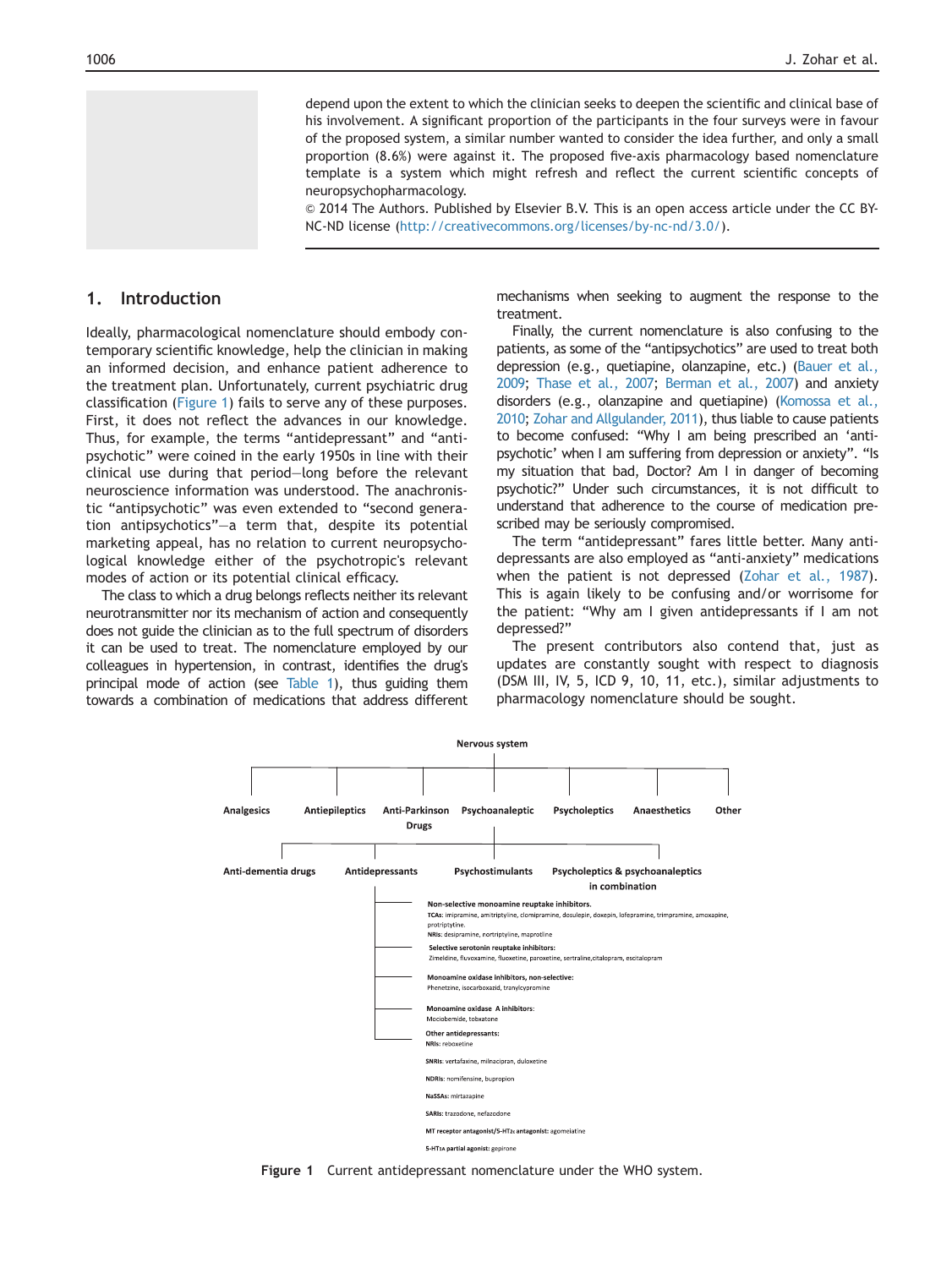depend upon the extent to which the clinician seeks to deepen the scientific and clinical base of his involvement. A significant proportion of the participants in the four surveys were in favour of the proposed system, a similar number wanted to consider the idea further, and only a small proportion (8.6%) were against it. The proposed five-axis pharmacology based nomenclature template is a system which might refresh and reflect the current scientific concepts of neuropsychopharmacology.

© 2014 The Authors. Published by Elsevier B.V. This is an open access article under the CC BY-NC-ND license (http://creativecommons.org/licenses/by-nc-nd/3.0/).

## 1. Introduction

Ideally, pharmacological nomenclature should embody contemporary scientific knowledge, help the clinician in making an informed decision, and enhance patient adherence to the treatment plan. Unfortunately, current psychiatric drug classification (Figure 1) fails to serve any of these purposes. First, it does not reflect the advances in our knowledge. Thus, for example, the terms "antidepressant" and "antipsychotic" were coined in the early 1950s in line with their clinical use during that period—long before the relevant neuroscience information was understood. The anachronistic "antipsychotic" was even extended to "second generation antipsychotics"—a term that, despite its potential marketing appeal, has no relation to current neuropsychological knowledge either of the psychotropic's relevant modes of action or its potential clinical efficacy.

The class to which a drug belongs reflects neither its relevant neurotransmitter nor its mechanism of action and consequently does not guide the clinician as to the full spectrum of disorders it can be used to treat. The nomenclature employed by our colleagues in hypertension, in contrast, identifies the drug's principal mode of action (see Table 1), thus guiding them towards a combination of medications that address different mechanisms when seeking to augment the response to the treatment.

Finally, the current nomenclature is also confusing to the patients, as some of the "antipsychotics" are used to treat both depression (e.g., quetiapine, olanzapine, etc.) (Bauer et al., 2009; Thase et al., 2007; Berman et al., 2007) and anxiety disorders (e.g., olanzapine and quetiapine) (Komossa et al., 2010; Zohar and Allgulander, 2011), thus liable to cause patients to become confused: "Why I am being prescribed an 'antipsychotic' when I am suffering from depression or anxiety". "Is my situation that bad, Doctor? Am I in danger of becoming psychotic?" Under such circumstances, it is not difficult to understand that adherence to the course of medication prescribed may be seriously compromised.

The term "antidepressant" fares little better. Many antidepressants are also employed as "anti-anxiety" medications when the patient is not depressed (Zohar et al., 1987). This is again likely to be confusing and/or worrisome for the patient: "Why am I given antidepressants if I am not depressed?"

The present contributors also contend that, just as updates are constantly sought with respect to diagnosis (DSM III, IV, 5, ICD 9, 10, 11, etc.), similar adjustments to pharmacology nomenclature should be sought.

Nervous system

- Analgesics
- Antiepileptics
- Anti-Parkinson Drugs
- Psychoanaleptic
  - Anti-dementia drugs
  - Antidepressants
    - **Non-selective monoamine reuptake inhibitors.**
      - **TCAs:** imipramine, amitriptyline, clomipramine, dosulepin, doxepin, lofepramine, trimipramine, amoxapine, protriptyline.
      - **NRIs:** desipramine, nortriptyline, maprotline
    - **Selective serotonin reuptake inhibitors:** Zimeldine, fluvoxamine, fluoxetine, paroxetine, sertraline, citalopram, escitalopram
    - **Monoamine oxidase inhibitors, non-selective:** Phenetzine, isocarboxazid, tranylcypromine
    - **Monoamine oxidase A inhibitors:** Mociobemide, toloxatone
    - **Other antidepressants:**
      - **NRIs:** reboxetine
      - **SNRIs:** vertafaxine, milnacipran, duloxetine
      - **NDRIs:** nomifensine, bupropion
      - **NaSSAs:** mirtazapine
      - **SARIs:** trazodone, nefazodone
      - **MT receptor antagonist/5-HT2c antagonist:** agomelatine
      - **5-HT1A partial agonist:** gepirone
  - Psychostimulants
  - Psycholeptics & psychoanaleptics in combination
- Psycholeptics
- Anaesthetics
- Other

**Figure 1** Current antidepressant nomenclature under the WHO system.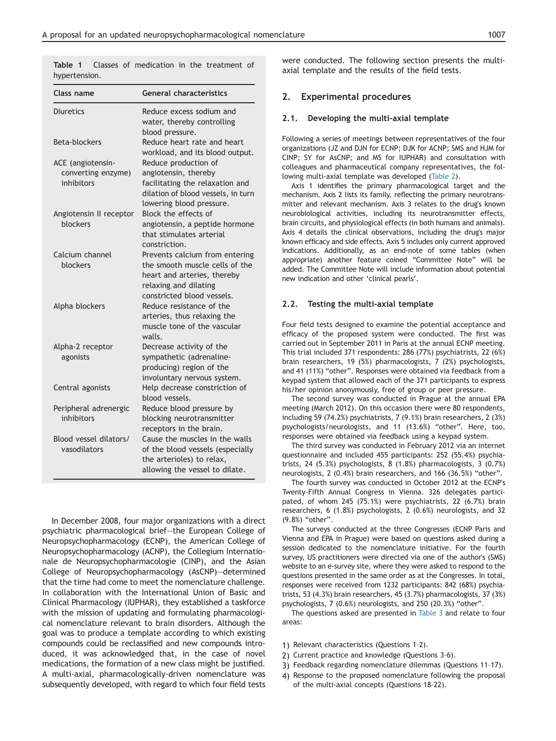**Table 1** Classes of medication in the treatment of hypertension.

| Class name | General characteristics |
|---|---|
| Diuretics | Reduce excess sodium and water, thereby controlling blood pressure. |
| Beta-blockers | Reduce heart rate and heart workload, and its blood output. |
| ACE (angiotensin-converting enzyme) inhibitors | Reduce production of angiotensin, thereby facilitating the relaxation and dilation of blood vessels, in turn lowering blood pressure. |
| Angiotensin II receptor blockers | Block the effects of angiotensin, a peptide hormone that stimulates arterial constriction. |
| Calcium channel blockers | Prevents calcium from entering the smooth muscle cells of the heart and arteries, thereby relaxing and dilating constricted blood vessels. |
| Alpha blockers | Reduce resistance of the arteries, thus relaxing the muscle tone of the vascular walls. |
| Alpha-2 receptor agonists | Decrease activity of the sympathetic (adrenaline-producing) region of the involuntary nervous system. |
| Central agonists | Help decrease constriction of blood vessels. |
| Peripheral adrenergic inhibitors | Reduce blood pressure by blocking neurotransmitter receptors in the brain. |
| Blood vessel dilators/ vasodilators | Cause the muscles in the walls of the blood vessels (especially the arterioles) to relax, allowing the vessel to dilate. |

In December 2008, four major organizations with a direct psychiatric pharmacological brief—the European College of Neuropsychopharmacology (ECNP), the American College of Neuropsychopharmacology (ACNP), the Collegium Internationale de Neuropsychopharmacologie (CINP), and the Asian College of Neuropsychopharmacology (AsCNP)—determined that the time had come to meet the nomenclature challenge. In collaboration with the International Union of Basic and Clinical Pharmacology (IUPHAR), they established a taskforce with the mission of updating and formulating pharmacological nomenclature relevant to brain disorders. Although the goal was to produce a template according to which existing compounds could be reclassified and new compounds introduced, it was acknowledged that, in the case of novel medications, the formation of a new class might be justified. A multi-axial, pharmacologically-driven nomenclature was subsequently developed, with regard to which four field tests were conducted. The following section presents the multi-axial template and the results of the field tests.

## 2. Experimental procedures

### 2.1. Developing the multi-axial template

Following a series of meetings between representatives of the four organizations (JZ and DJN for ECNP; DJK for ACNP; SMS and HJM for CINP; SY for AsCNP; and MS for IUPHAR) and consultation with colleagues and pharmaceutical company representatives, the following multi-axial template was developed (Table 2).

Axis 1 identifies the primary pharmacological target and the mechanism. Axis 2 lists its family, reflecting the primary neurotransmitter and relevant mechanism. Axis 3 relates to the drug's known neurobiological activities, including its neurotransmitter effects, brain circuits, and physiological effects (in both humans and animals). Axis 4 details the clinical observations, including the drug's major known efficacy and side effects. Axis 5 includes only current approved indications. Additionally, as an end-note of some tables (when appropriate) another feature coined "Committee Note" will be added. The Committee Note will include information about potential new indication and other 'clinical pearls'.

### 2.2. Testing the multi-axial template

Four field tests designed to examine the potential acceptance and efficacy of the proposed system were conducted. The first was carried out in September 2011 in Paris at the annual ECNP meeting. This trial included 371 respondents: 286 (77%) psychiatrists, 22 (6%) brain researchers, 19 (5%) pharmacologists, 7 (2%) psychologists, and 41 (11%) "other". Responses were obtained via feedback from a keypad system that allowed each of the 371 participants to express his/her opinion anonymously, free of group or peer pressure.

The second survey was conducted in Prague at the annual EPA meeting (March 2012). On this occasion there were 80 respondents, including 59 (74.2%) psychiatrists, 7 (9.1%) brain researchers, 2 (3%) psychologists/neurologists, and 11 (13.6%) "other". Here, too, responses were obtained via feedback using a keypad system.

The third survey was conducted in February 2012 via an internet questionnaire and included 455 participants: 252 (55.4%) psychiatrists, 24 (5.3%) psychologists, 8 (1.8%) pharmacologists, 3 (0.7%) neurologists, 2 (0.4%) brain researchers, and 166 (36.5%) "other".

The fourth survey was conducted in October 2012 at the ECNP's Twenty-Fifth Annual Congress in Vienna. 326 delegates participated, of whom 245 (75.1%) were psychiatrists, 22 (6.7%) brain researchers, 6 (1.8%) psychologists, 2 (0.6%) neurologists, and 32 (9.8%) "other".

The surveys conducted at the three Congresses (ECNP Paris and Vienna and EPA in Prague) were based on questions asked during a session dedicated to the nomenclature initiative. For the fourth survey, US practitioners were directed via one of the author's (SMS) website to an e-survey site, where they were asked to respond to the questions presented in the same order as at the Congresses. In total, responses were received from 1232 participants: 842 (68%) psychiatrists, 53 (4.3%) brain researchers, 45 (3.7%) pharmacologists, 37 (3%) psychologists, 7 (0.6%) neurologists, and 250 (20.3%) "other".

The questions asked are presented in Table 3 and relate to four areas:

1) Relevant characteristics (Questions 1–2).
2) Current practice and knowledge (Questions 3–6).
3) Feedback regarding nomenclature dilemmas (Questions 11–17).
4) Response to the proposed nomenclature following the proposal of the multi-axial concepts (Questions 18–22).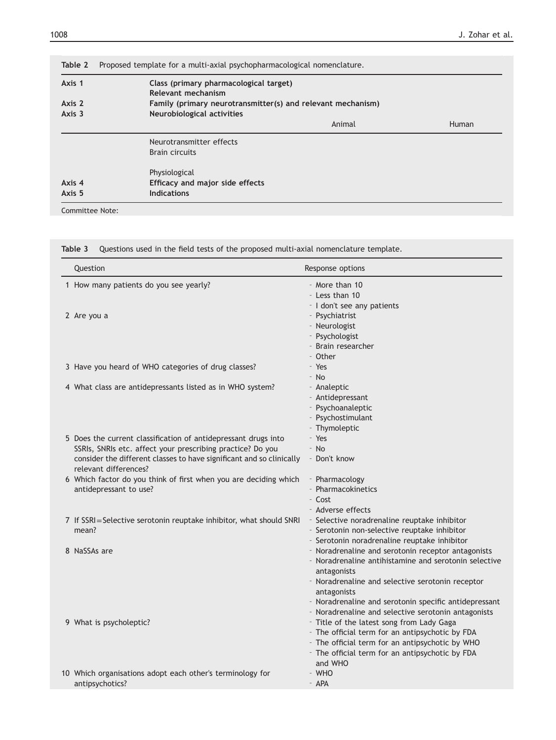**Table 2** Proposed template for a multi-axial psychopharmacological nomenclature.

| | | | |
|---|---|---|---|
| **Axis 1** | **Class (primary pharmacological target)** | | |
| | **Relevant mechanism** | | |
| **Axis 2** | **Family (primary neurotransmitter(s) and relevant mechanism)** | | |
| **Axis 3** | **Neurobiological activities** | Animal | Human |
| | Neurotransmitter effects | | |
| | Brain circuits | | |
| | Physiological | | |
| **Axis 4** | **Efficacy and major side effects** | | |
| **Axis 5** | **Indications** | | |

Committee Note:

**Table 3** Questions used in the field tests of the proposed multi-axial nomenclature template.

| | Question | Response options |
|---|---|---|
| 1 | How many patients do you see yearly? | - More than 10<br>- Less than 10<br>- I don't see any patients |
| 2 | Are you a | - Psychiatrist<br>- Neurologist<br>- Psychologist<br>- Brain researcher<br>- Other |
| 3 | Have you heard of WHO categories of drug classes? | - Yes<br>- No |
| 4 | What class are antidepressants listed as in WHO system? | - Analeptic<br>- Antidepressant<br>- Psychoanaleptic<br>- Psychostimulant<br>- Thymoleptic |
| 5 | Does the current classification of antidepressant drugs into SSRIs, SNRIs etc. affect your prescribing practice? Do you consider the different classes to have significant and so clinically relevant differences? | - Yes<br>- No<br>- Don't know |
| 6 | Which factor do you think of first when you are deciding which antidepressant to use? | - Pharmacology<br>- Pharmacokinetics<br>- Cost<br>- Adverse effects |
| 7 | If SSRI=Selective serotonin reuptake inhibitor, what should SNRI mean? | - Selective noradrenaline reuptake inhibitor<br>- Serotonin non-selective reuptake inhibitor<br>- Serotonin noradrenaline reuptake inhibitor |
| 8 | NaSSAs are | - Noradrenaline and serotonin receptor antagonists<br>- Noradrenaline antihistamine and serotonin selective antagonists<br>- Noradrenaline and selective serotonin receptor antagonists<br>- Noradrenaline and serotonin specific antidepressant<br>- Noradrenaline and selective serotonin antagonists |
| 9 | What is psycholeptic? | - Title of the latest song from Lady Gaga<br>- The official term for an antipsychotic by FDA<br>- The official term for an antipsychotic by WHO<br>- The official term for an antipsychotic by FDA and WHO |
| 10 | Which organisations adopt each other's terminology for antipsychotics? | - WHO<br>- APA |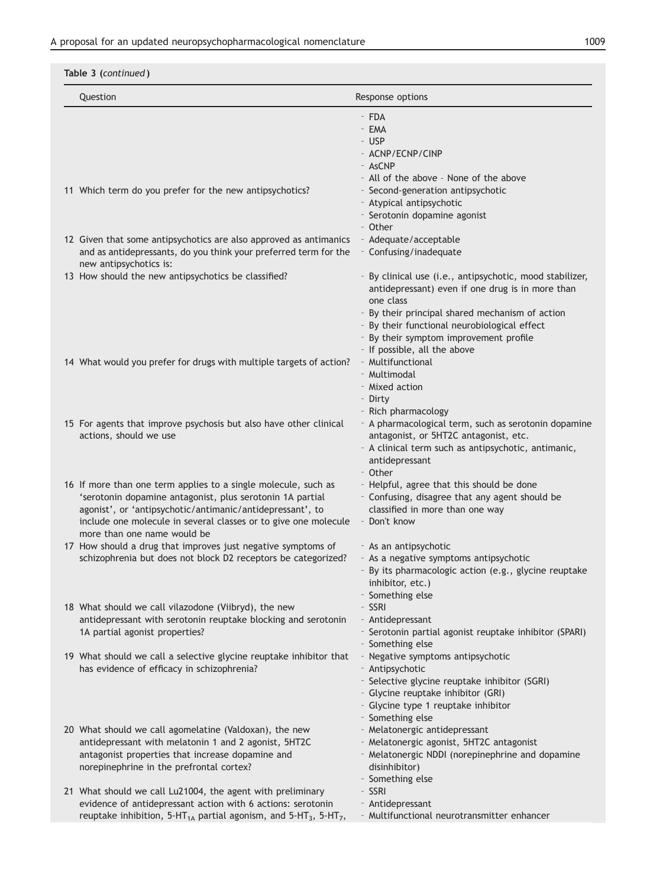**Table 3** (*continued*)

| Question | Response options |
|---|---|
| | - FDA<br>- EMA<br>- USP<br>- ACNP/ECNP/CINP<br>- AsCNP<br>- All of the above – None of the above |
| 11 Which term do you prefer for the new antipsychotics? | - Second-generation antipsychotic<br>- Atypical antipsychotic<br>- Serotonin dopamine agonist<br>- Other |
| 12 Given that some antipsychotics are also approved as antimanics and as antidepressants, do you think your preferred term for the new antipsychotics is: | - Adequate/acceptable<br>- Confusing/inadequate |
| 13 How should the new antipsychotics be classified? | - By clinical use (i.e., antipsychotic, mood stabilizer, antidepressant) even if one drug is in more than one class<br>- By their principal shared mechanism of action<br>- By their functional neurobiological effect<br>- By their symptom improvement profile<br>- If possible, all the above |
| 14 What would you prefer for drugs with multiple targets of action? | - Multifunctional<br>- Multimodal<br>- Mixed action<br>- Dirty<br>- Rich pharmacology |
| 15 For agents that improve psychosis but also have other clinical actions, should we use | - A pharmacological term, such as serotonin dopamine antagonist, or 5HT2C antagonist, etc.<br>- A clinical term such as antipsychotic, antimanic, antidepressant<br>- Other |
| 16 If more than one term applies to a single molecule, such as 'serotonin dopamine antagonist, plus serotonin 1A partial agonist', or 'antipsychotic/antimanic/antidepressant', to include one molecule in several classes or to give one molecule more than one name would be | - Helpful, agree that this should be done<br>- Confusing, disagree that any agent should be classified in more than one way<br>- Don't know |
| 17 How should a drug that improves just negative symptoms of schizophrenia but does not block D2 receptors be categorized? | - As an antipsychotic<br>- As a negative symptoms antipsychotic<br>- By its pharmacologic action (e.g., glycine reuptake inhibitor, etc.)<br>- Something else |
| 18 What should we call vilazodone (Viibryd), the new antidepressant with serotonin reuptake blocking and serotonin 1A partial agonist properties? | - SSRI<br>- Antidepressant<br>- Serotonin partial agonist reuptake inhibitor (SPARI)<br>- Something else |
| 19 What should we call a selective glycine reuptake inhibitor that has evidence of efficacy in schizophrenia? | - Negative symptoms antipsychotic<br>- Antipsychotic<br>- Selective glycine reuptake inhibitor (SGRI)<br>- Glycine reuptake inhibitor (GRI)<br>- Glycine type 1 reuptake inhibitor<br>- Something else |
| 20 What should we call agomelatine (Valdoxan), the new antidepressant with melatonin 1 and 2 agonist, 5HT2C antagonist properties that increase dopamine and norepinephrine in the prefrontal cortex? | - Melatonergic antidepressant<br>- Melatonergic agonist, 5HT2C antagonist<br>- Melatonergic NDDI (norepinephrine and dopamine disinhibitor)<br>- Something else |
| 21 What should we call Lu21004, the agent with preliminary evidence of antidepressant action with 6 actions: serotonin reuptake inhibition, $5\text{-HT}_{1A}$ partial agonism, and $5\text{-HT}_3$, $5\text{-HT}_7$, | - SSRI<br>- Antidepressant<br>- Multifunctional neurotransmitter enhancer |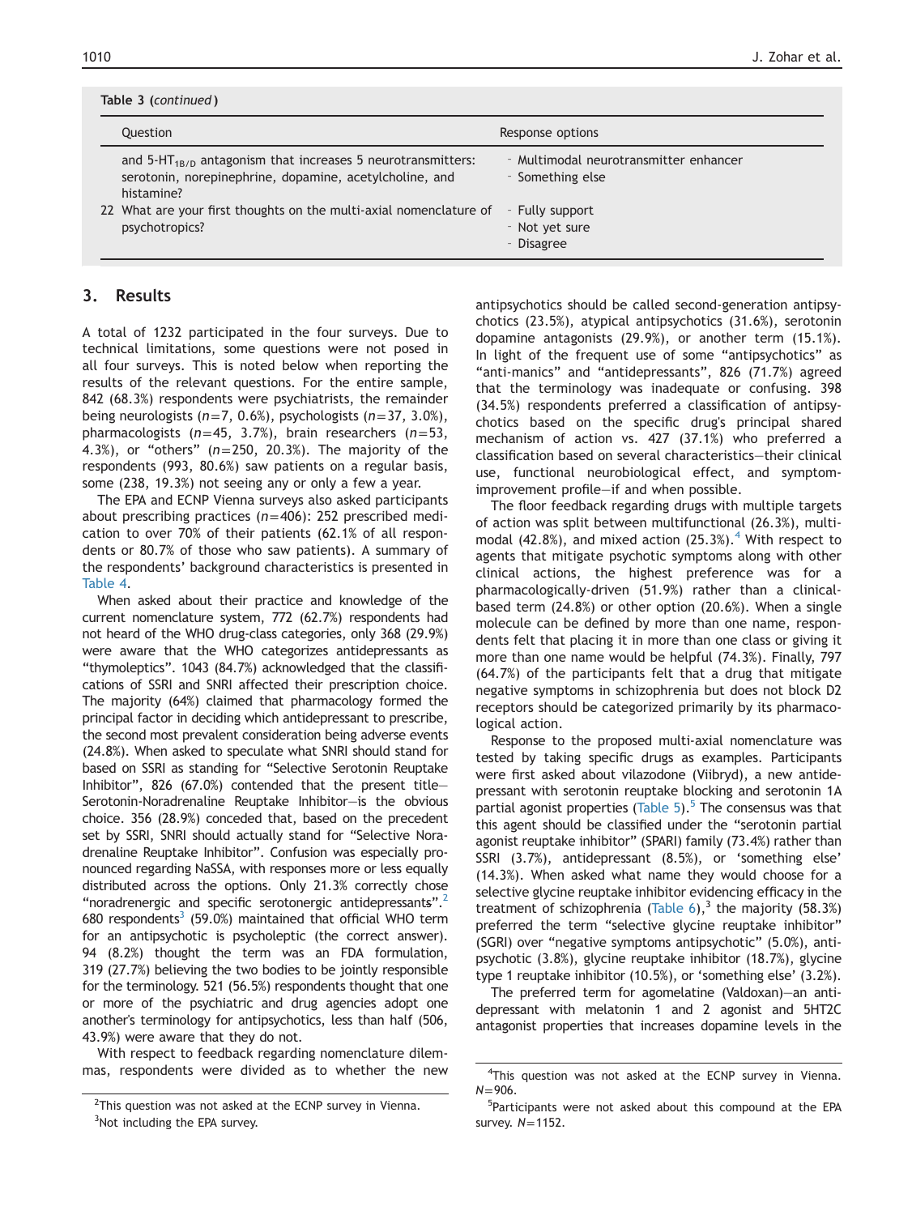Table 3 (*continued*)

| Question | Response options |
|---|---|
| and 5-$HT_{1B/D}$ antagonism that increases 5 neurotransmitters: serotonin, norepinephrine, dopamine, acetylcholine, and histamine? | - Multimodal neurotransmitter enhancer<br>- Something else |
| 22 What are your first thoughts on the multi-axial nomenclature of psychotropics? | - Fully support<br>- Not yet sure<br>- Disagree |

## 3. Results

A total of 1232 participated in the four surveys. Due to technical limitations, some questions were not posed in all four surveys. This is noted below when reporting the results of the relevant questions. For the entire sample, 842 (68.3%) respondents were psychiatrists, the remainder being neurologists ($n$=7, 0.6%), psychologists ($n$=37, 3.0%), pharmacologists ($n$=45, 3.7%), brain researchers ($n$=53, 4.3%), or "others" ($n$=250, 20.3%). The majority of the respondents (993, 80.6%) saw patients on a regular basis, some (238, 19.3%) not seeing any or only a few a year.

The EPA and ECNP Vienna surveys also asked participants about prescribing practices ($n$=406): 252 prescribed medication to over 70% of their patients (62.1% of all respondents or 80.7% of those who saw patients). A summary of the respondents' background characteristics is presented in Table 4.

When asked about their practice and knowledge of the current nomenclature system, 772 (62.7%) respondents had not heard of the WHO drug-class categories, only 368 (29.9%) were aware that the WHO categorizes antidepressants as "thymoleptics". 1043 (84.7%) acknowledged that the classifications of SSRI and SNRI affected their prescription choice. The majority (64%) claimed that pharmacology formed the principal factor in deciding which antidepressant to prescribe, the second most prevalent consideration being adverse events (24.8%). When asked to speculate what SNRI should stand for based on SSRI as standing for "Selective Serotonin Reuptake Inhibitor", 826 (67.0%) contended that the present title—Serotonin-Noradrenaline Reuptake Inhibitor—is the obvious choice. 356 (28.9%) conceded that, based on the precedent set by SSRI, SNRI should actually stand for "Selective Noradrenaline Reuptake Inhibitor". Confusion was especially pronounced regarding NaSSA, with responses more or less equally distributed across the options. Only 21.3% correctly chose "noradrenergic and specific serotonergic antidepressants".[2] 680 respondents[3] (59.0%) maintained that official WHO term for an antipsychotic is psycholeptic (the correct answer). 94 (8.2%) thought the term was an FDA formulation, 319 (27.7%) believing the two bodies to be jointly responsible for the terminology. 521 (56.5%) respondents thought that one or more of the psychiatric and drug agencies adopt one another's terminology for antipsychotics, less than half (506, 43.9%) were aware that they do not.

With respect to feedback regarding nomenclature dilemmas, respondents were divided as to whether the new antipsychotics should be called second-generation antipsychotics (23.5%), atypical antipsychotics (31.6%), serotonin dopamine antagonists (29.9%), or another term (15.1%). In light of the frequent use of some "antipsychotics" as "anti-manics" and "antidepressants", 826 (71.7%) agreed that the terminology was inadequate or confusing. 398 (34.5%) respondents preferred a classification of antipsychotics based on the specific drug's principal shared mechanism of action vs. 427 (37.1%) who preferred a classification based on several characteristics—their clinical use, functional neurobiological effect, and symptom-improvement profile—if and when possible.

The floor feedback regarding drugs with multiple targets of action was split between multifunctional (26.3%), multimodal (42.8%), and mixed action (25.3%).[4] With respect to agents that mitigate psychotic symptoms along with other clinical actions, the highest preference was for a pharmacologically-driven (51.9%) rather than a clinical-based term (24.8%) or other option (20.6%). When a single molecule can be defined by more than one name, respondents felt that placing it in more than one class or giving it more than one name would be helpful (74.3%). Finally, 797 (64.7%) of the participants felt that a drug that mitigate negative symptoms in schizophrenia but does not block D2 receptors should be categorized primarily by its pharmacological action.

Response to the proposed multi-axial nomenclature was tested by taking specific drugs as examples. Participants were first asked about vilazodone (Viibryd), a new antidepressant with serotonin reuptake blocking and serotonin 1A partial agonist properties (Table 5).[5] The consensus was that this agent should be classified under the "serotonin partial agonist reuptake inhibitor" (SPARI) family (73.4%) rather than SSRI (3.7%), antidepressant (8.5%), or 'something else' (14.3%). When asked what name they would choose for a selective glycine reuptake inhibitor evidencing efficacy in the treatment of schizophrenia (Table 6),[3] the majority (58.3%) preferred the term "selective glycine reuptake inhibitor" (SGRI) over "negative symptoms antipsychotic" (5.0%), antipsychotic (3.8%), glycine reuptake inhibitor (18.7%), glycine type 1 reuptake inhibitor (10.5%), or 'something else' (3.2%).

The preferred term for agomelatine (Valdoxan)—an antidepressant with melatonin 1 and 2 agonist and 5HT2C antagonist properties that increases dopamine levels in the

[2]This question was not asked at the ECNP survey in Vienna.

[3]Not including the EPA survey.

[4]This question was not asked at the ECNP survey in Vienna. $N$=906.

[5]Participants were not asked about this compound at the EPA survey. $N$=1152.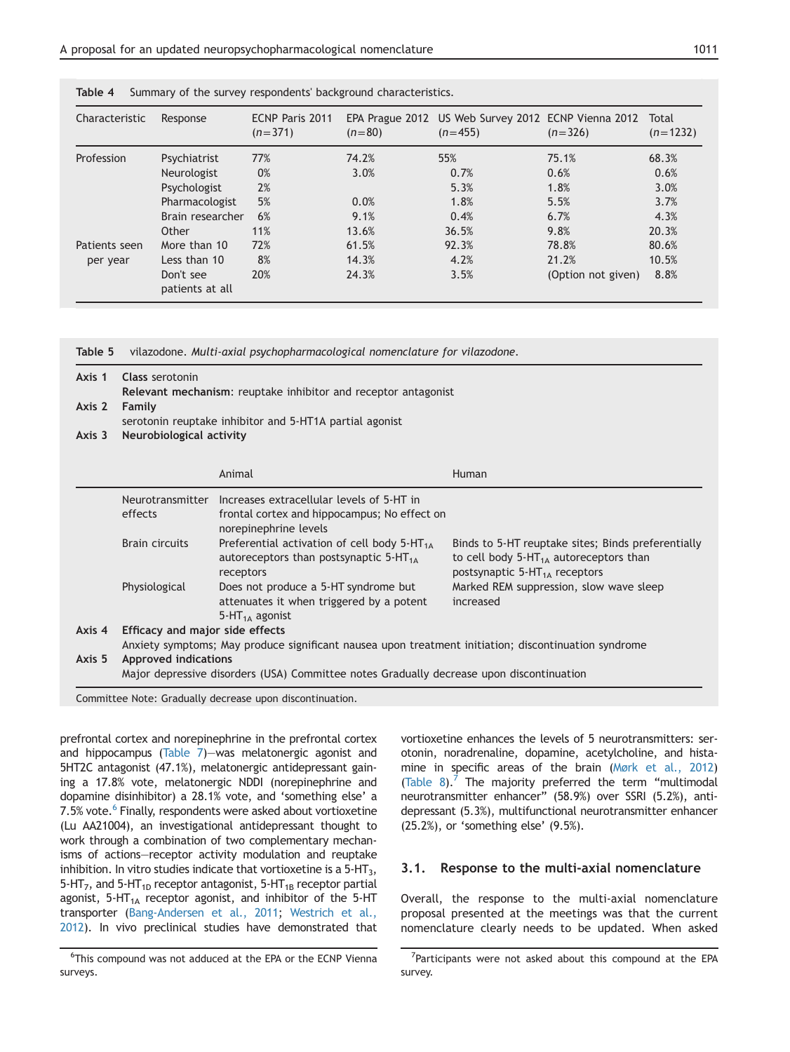**Table 4** Summary of the survey respondents' background characteristics.

| Characteristic | Response | ECNP Paris 2011 ($n=371$) | EPA Prague 2012 ($n=80$) | US Web Survey 2012 ($n=455$) | ECNP Vienna 2012 ($n=326$) | Total ($n=1232$) |
|---|---|---|---|---|---|---|
| Profession | Psychiatrist | 77% | 74.2% | 55% | 75.1% | 68.3% |
| | Neurologist | 0% | 3.0% | 0.7% | 0.6% | 0.6% |
| | Psychologist | 2% | | 5.3% | 1.8% | 3.0% |
| | Pharmacologist | 5% | 0.0% | 1.8% | 5.5% | 3.7% |
| | Brain researcher | 6% | 9.1% | 0.4% | 6.7% | 4.3% |
| | Other | 11% | 13.6% | 36.5% | 9.8% | 20.3% |
| Patients seen per year | More than 10 | 72% | 61.5% | 92.3% | 78.8% | 80.6% |
| | Less than 10 | 8% | 14.3% | 4.2% | 21.2% | 10.5% |
| | Don't see patients at all | 20% | 24.3% | 3.5% | (Option not given) | 8.8% |

**Table 5** vilazodone. *Multi-axial psychopharmacological nomenclature for vilazodone.*

| | | Animal | Human |
|---|---|---|---|
| Axis 1 | **Class** serotonin<br>**Relevant mechanism**: reuptake inhibitor and receptor antagonist | | |
| Axis 2 | **Family**<br>serotonin reuptake inhibitor and 5-HT1A partial agonist | | |
| Axis 3 | **Neurobiological activity** | | |
| | Neurotransmitter effects | Increases extracellular levels of 5-HT in frontal cortex and hippocampus; No effect on norepinephrine levels | |
| | Brain circuits | Preferential activation of cell body 5-HT$_{1A}$ autoreceptors than postsynaptic 5-HT$_{1A}$ receptors | Binds to 5-HT reuptake sites; Binds preferentially to cell body 5-HT$_{1A}$ autoreceptors than postsynaptic 5-HT$_{1A}$ receptors |
| | Physiological | Does not produce a 5-HT syndrome but attenuates it when triggered by a potent 5-HT$_{1A}$ agonist | Marked REM suppression, slow wave sleep increased |
| Axis 4 | **Efficacy and major side effects**<br>Anxiety symptoms; May produce significant nausea upon treatment initiation; discontinuation syndrome | | |
| Axis 5 | **Approved indications**<br>Major depressive disorders (USA) Committee notes Gradually decrease upon discontinuation | | |

Committee Note: Gradually decrease upon discontinuation.

prefrontal cortex and norepinephrine in the prefrontal cortex and hippocampus (Table 7)—was melatonergic agonist and 5HT2C antagonist (47.1%), melatonergic antidepressant gaining a 17.8% vote, melatonergic NDDI (norepinephrine and dopamine disinhibitor) a 28.1% vote, and 'something else' a 7.5% vote.[6] Finally, respondents were asked about vortioxetine (Lu AA21004), an investigational antidepressant thought to work through a combination of two complementary mechanisms of actions—receptor activity modulation and reuptake inhibition. In vitro studies indicate that vortioxetine is a 5-HT$_3$, 5-HT$_7$, and 5-HT$_{1D}$ receptor antagonist, 5-HT$_{1B}$ receptor partial agonist, 5-HT$_{1A}$ receptor agonist, and inhibitor of the 5-HT transporter (Bang-Andersen et al., 2011; Westrich et al., 2012). In vivo preclinical studies have demonstrated that vortioxetine enhances the levels of 5 neurotransmitters: serotonin, noradrenaline, dopamine, acetylcholine, and histamine in specific areas of the brain (Mørk et al., 2012) (Table 8).[7] The majority preferred the term "multimodal neurotransmitter enhancer" (58.9%) over SSRI (5.2%), antidepressant (5.3%), multifunctional neurotransmitter enhancer (25.2%), or 'something else' (9.5%).

### 3.1. Response to the multi-axial nomenclature

Overall, the response to the multi-axial nomenclature proposal presented at the meetings was that the current nomenclature clearly needs to be updated. When asked

[6] This compound was not adduced at the EPA or the ECNP Vienna surveys.

[7] Participants were not asked about this compound at the EPA survey.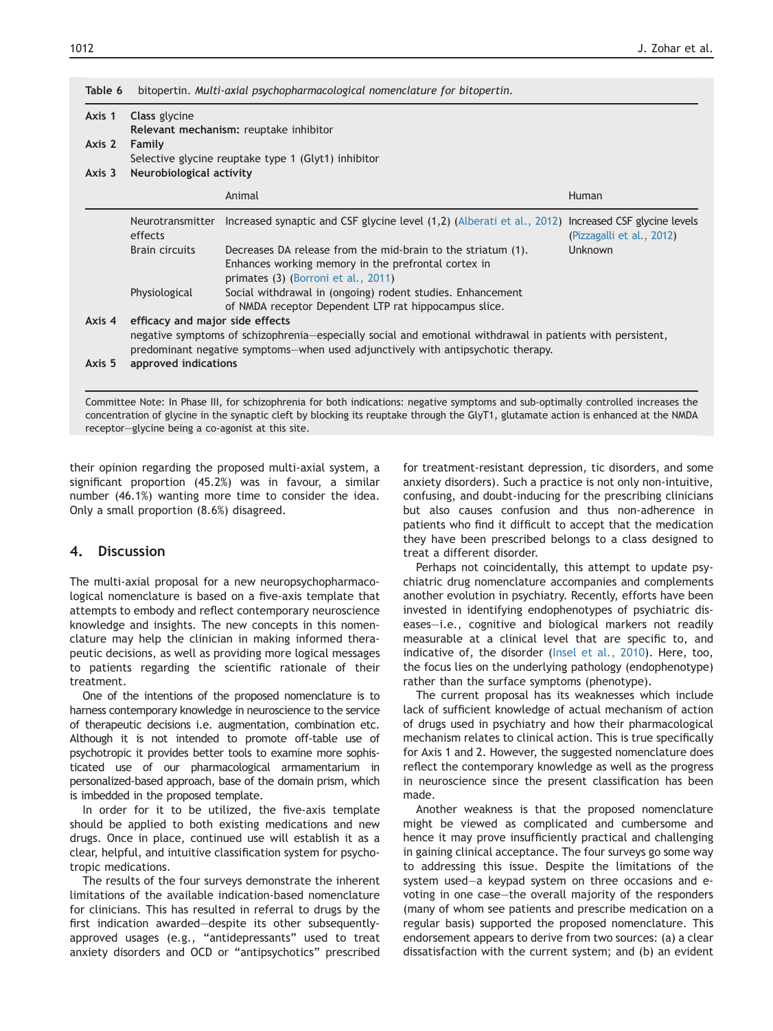Table 6 bitopertin. *Multi-axial psychopharmacological nomenclature for bitopertin.*

| | | | |
|---|---|---|---|
| Axis 1 | **Class** glycine | | |
| | **Relevant mechanism:** reuptake inhibitor | | |
| Axis 2 | **Family** | | |
| | Selective glycine reuptake type 1 (Glyt1) inhibitor | | |
| Axis 3 | **Neurobiological activity** | | |
| | | Animal | Human |
| | Neurotransmitter effects | Increased synaptic and CSF glycine level (1,2) (Alberati et al., 2012) | Increased CSF glycine levels (Pizzagalli et al., 2012) |
| | Brain circuits | Decreases DA release from the mid-brain to the striatum (1). Enhances working memory in the prefrontal cortex in primates (3) (Borroni et al., 2011) | Unknown |
| | Physiological | Social withdrawal in (ongoing) rodent studies. Enhancement of NMDA receptor Dependent LTP rat hippocampus slice. | |
| Axis 4 | **efficacy and major side effects** | | |
| | negative symptoms of schizophrenia—especially social and emotional withdrawal in patients with persistent, predominant negative symptoms—when used adjunctively with antipsychotic therapy. | | |
| Axis 5 | **approved indications** | | |

Committee Note: In Phase III, for schizophrenia for both indications: negative symptoms and sub-optimally controlled increases the concentration of glycine in the synaptic cleft by blocking its reuptake through the GlyT1, glutamate action is enhanced at the NMDA receptor—glycine being a co-agonist at this site.

their opinion regarding the proposed multi-axial system, a significant proportion (45.2%) was in favour, a similar number (46.1%) wanting more time to consider the idea. Only a small proportion (8.6%) disagreed.

## 4. Discussion

The multi-axial proposal for a new neuropsychopharmacological nomenclature is based on a five-axis template that attempts to embody and reflect contemporary neuroscience knowledge and insights. The new concepts in this nomenclature may help the clinician in making informed therapeutic decisions, as well as providing more logical messages to patients regarding the scientific rationale of their treatment.

One of the intentions of the proposed nomenclature is to harness contemporary knowledge in neuroscience to the service of therapeutic decisions i.e. augmentation, combination etc. Although it is not intended to promote off-table use of psychotropic it provides better tools to examine more sophisticated use of our pharmacological armamentarium in personalized-based approach, base of the domain prism, which is imbedded in the proposed template.

In order for it to be utilized, the five-axis template should be applied to both existing medications and new drugs. Once in place, continued use will establish it as a clear, helpful, and intuitive classification system for psychotropic medications.

The results of the four surveys demonstrate the inherent limitations of the available indication-based nomenclature for clinicians. This has resulted in referral to drugs by the first indication awarded—despite its other subsequently-approved usages (e.g., "antidepressants" used to treat anxiety disorders and OCD or "antipsychotics" prescribed for treatment-resistant depression, tic disorders, and some anxiety disorders). Such a practice is not only non-intuitive, confusing, and doubt-inducing for the prescribing clinicians but also causes confusion and thus non-adherence in patients who find it difficult to accept that the medication they have been prescribed belongs to a class designed to treat a different disorder.

Perhaps not coincidentally, this attempt to update psychiatric drug nomenclature accompanies and complements another evolution in psychiatry. Recently, efforts have been invested in identifying endophenotypes of psychiatric diseases—i.e., cognitive and biological markers not readily measurable at a clinical level that are specific to, and indicative of, the disorder (Insel et al., 2010). Here, too, the focus lies on the underlying pathology (endophenotype) rather than the surface symptoms (phenotype).

The current proposal has its weaknesses which include lack of sufficient knowledge of actual mechanism of action of drugs used in psychiatry and how their pharmacological mechanism relates to clinical action. This is true specifically for Axis 1 and 2. However, the suggested nomenclature does reflect the contemporary knowledge as well as the progress in neuroscience since the present classification has been made.

Another weakness is that the proposed nomenclature might be viewed as complicated and cumbersome and hence it may prove insufficiently practical and challenging in gaining clinical acceptance. The four surveys go some way to addressing this issue. Despite the limitations of the system used—a keypad system on three occasions and e-voting in one case—the overall majority of the responders (many of whom see patients and prescribe medication on a regular basis) supported the proposed nomenclature. This endorsement appears to derive from two sources: (a) a clear dissatisfaction with the current system; and (b) an evident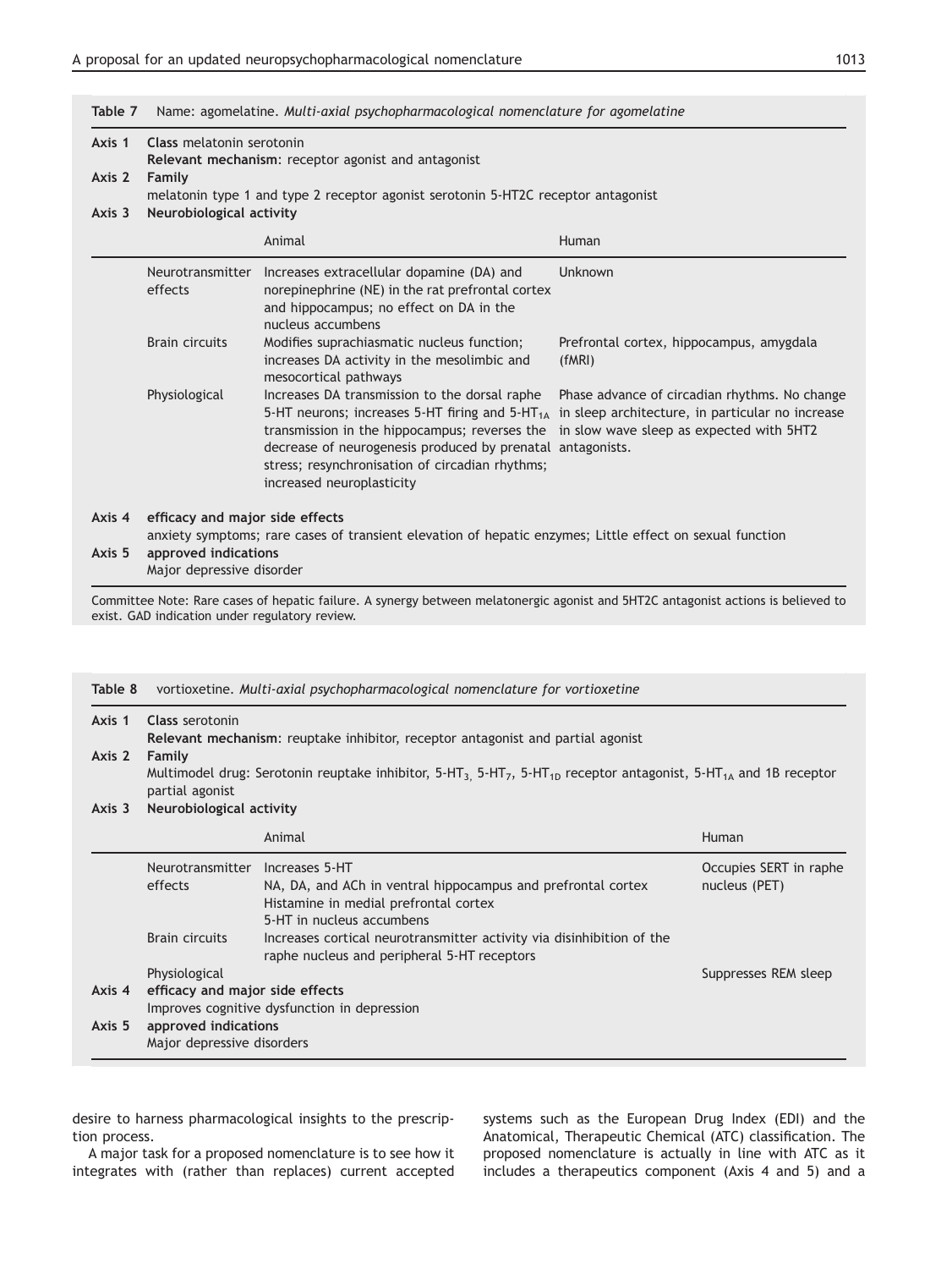**Table 7** Name: agomelatine. *Multi-axial psychopharmacological nomenclature for agomelatine*

**Axis 1** **Class** melatonin serotonin

**Relevant mechanism**: receptor agonist and antagonist

**Axis 2** **Family**

melatonin type 1 and type 2 receptor agonist serotonin 5-HT2C receptor antagonist

**Axis 3** **Neurobiological activity**

| | Animal | Human |
|---|---|---|
| Neurotransmitter effects | Increases extracellular dopamine (DA) and norepinephrine (NE) in the rat prefrontal cortex and hippocampus; no effect on DA in the nucleus accumbens | Unknown |
| Brain circuits | Modifies suprachiasmatic nucleus function; increases DA activity in the mesolimbic and mesocortical pathways | Prefrontal cortex, hippocampus, amygdala (fMRI) |
| Physiological | Increases DA transmission to the dorsal raphe 5-HT neurons; increases 5-HT firing and 5-HT$_{1A}$ transmission in the hippocampus; reverses the decrease of neurogenesis produced by prenatal stress; resynchronisation of circadian rhythms; increased neuroplasticity | Phase advance of circadian rhythms. No change in sleep architecture, in particular no increase in slow wave sleep as expected with 5HT2 antagonists. |

**Axis 4** **efficacy and major side effects**

anxiety symptoms; rare cases of transient elevation of hepatic enzymes; Little effect on sexual function

**Axis 5** **approved indications**

Major depressive disorder

Committee Note: Rare cases of hepatic failure. A synergy between melatonergic agonist and 5HT2C antagonist actions is believed to exist. GAD indication under regulatory review.

**Table 8** vortioxetine. *Multi-axial psychopharmacological nomenclature for vortioxetine*

**Axis 1** **Class** serotonin

**Relevant mechanism**: reuptake inhibitor, receptor antagonist and partial agonist

**Axis 2** **Family**

Multimodel drug: Serotonin reuptake inhibitor, 5-HT$_3$, 5-HT$_7$, 5-HT$_{1D}$ receptor antagonist, 5-HT$_{1A}$ and 1B receptor partial agonist

**Axis 3** **Neurobiological activity**

| | Animal | Human |
|---|---|---|
| Neurotransmitter effects | Increases 5-HT<br>NA, DA, and ACh in ventral hippocampus and prefrontal cortex<br>Histamine in medial prefrontal cortex<br>5-HT in nucleus accumbens | Occupies SERT in raphe nucleus (PET) |
| Brain circuits | Increases cortical neurotransmitter activity via disinhibition of the raphe nucleus and peripheral 5-HT receptors | |
| Physiological | | Suppresses REM sleep |

**Axis 4** **efficacy and major side effects**

Improves cognitive dysfunction in depression

**Axis 5** **approved indications**

Major depressive disorders

desire to harness pharmacological insights to the prescription process.

A major task for a proposed nomenclature is to see how it integrates with (rather than replaces) current accepted systems such as the European Drug Index (EDI) and the Anatomical, Therapeutic Chemical (ATC) classification. The proposed nomenclature is actually in line with ATC as it includes a therapeutics component (Axis 4 and 5) and a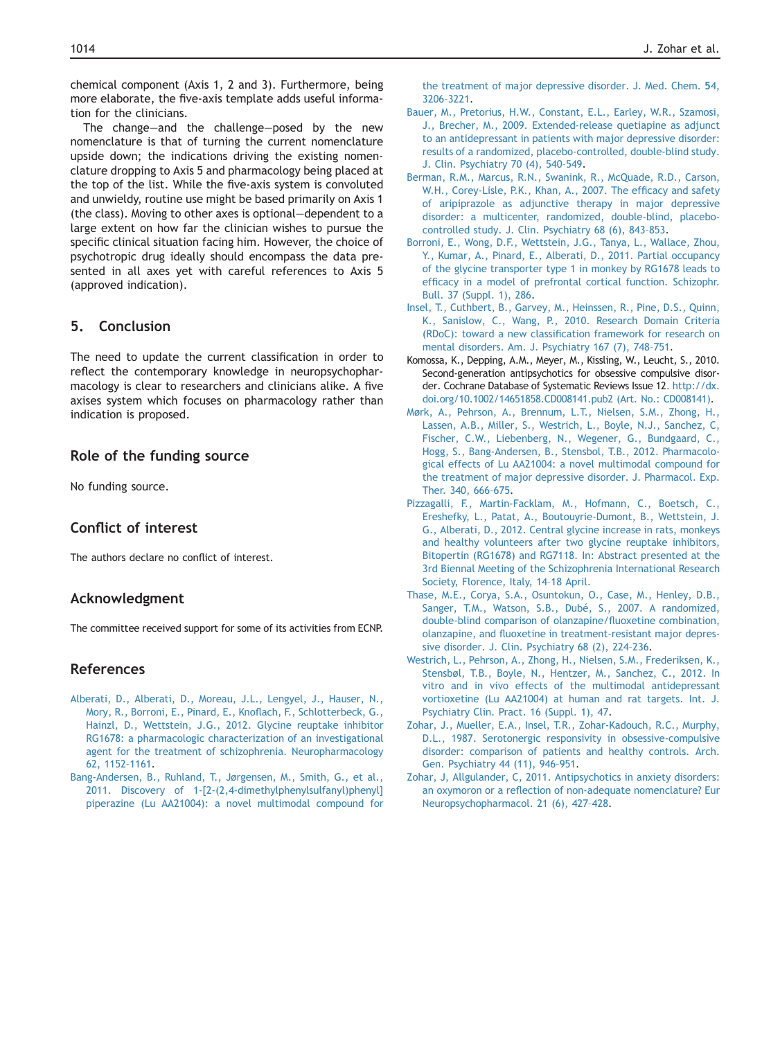chemical component (Axis 1, 2 and 3). Furthermore, being more elaborate, the five-axis template adds useful information for the clinicians.

The change—and the challenge—posed by the new nomenclature is that of turning the current nomenclature upside down; the indications driving the existing nomenclature dropping to Axis 5 and pharmacology being placed at the top of the list. While the five-axis system is convoluted and unwieldy, routine use might be based primarily on Axis 1 (the class). Moving to other axes is optional—dependent to a large extent on how far the clinician wishes to pursue the specific clinical situation facing him. However, the choice of psychotropic drug ideally should encompass the data presented in all axes yet with careful references to Axis 5 (approved indication).

## 5. Conclusion

The need to update the current classification in order to reflect the contemporary knowledge in neuropsychopharmacology is clear to researchers and clinicians alike. A five axises system which focuses on pharmacology rather than indication is proposed.

## Role of the funding source

No funding source.

## Conflict of interest

The authors declare no conflict of interest.

## Acknowledgment

The committee received support for some of its activities from ECNP.

## References

Alberati, D., Alberati, D., Moreau, J.L., Lengyel, J., Hauser, N., Mory, R., Borroni, E., Pinard, E., Knoflach, F., Schlotterbeck, G., Hainzl, D., Wettstein, J.G., 2012. Glycine reuptake inhibitor RG1678: a pharmacologic characterization of an investigational agent for the treatment of schizophrenia. Neuropharmacology 62, 1152–1161.

Bang-Andersen, B., Ruhland, T., Jørgensen, M., Smith, G., et al., 2011. Discovery of 1-[2-(2,4-dimethylphenylsulfanyl)phenyl] piperazine (Lu AA21004): a novel multimodal compound for the treatment of major depressive disorder. J. Med. Chem. 54, 3206–3221.

Bauer, M., Pretorius, H.W., Constant, E.L., Earley, W.R., Szamosi, J., Brecher, M., 2009. Extended-release quetiapine as adjunct to an antidepressant in patients with major depressive disorder: results of a randomized, placebo-controlled, double-blind study. J. Clin. Psychiatry 70 (4), 540–549.

Berman, R.M., Marcus, R.N., Swanink, R., McQuade, R.D., Carson, W.H., Corey-Lisle, P.K., Khan, A., 2007. The efficacy and safety of aripiprazole as adjunctive therapy in major depressive disorder: a multicenter, randomized, double-blind, placebo-controlled study. J. Clin. Psychiatry 68 (6), 843–853.

Borroni, E., Wong, D.F., Wettstein, J.G., Tanya, L., Wallace, Zhou, Y., Kumar, A., Pinard, E., Alberati, D., 2011. Partial occupancy of the glycine transporter type 1 in monkey by RG1678 leads to efficacy in a model of prefrontal cortical function. Schizophr. Bull. 37 (Suppl. 1), 286.

Insel, T., Cuthbert, B., Garvey, M., Heinssen, R., Pine, D.S., Quinn, K., Sanislow, C., Wang, P., 2010. Research Domain Criteria (RDoC): toward a new classification framework for research on mental disorders. Am. J. Psychiatry 167 (7), 748–751.

Komossa, K., Depping, A.M., Meyer, M., Kissling, W., Leucht, S., 2010. Second-generation antipsychotics for obsessive compulsive disorder. Cochrane Database of Systematic Reviews Issue 12. http://dx.doi.org/10.1002/14651858.CD008141.pub2 (Art. No.: CD008141).

Mørk, A., Pehrson, A., Brennum, L.T., Nielsen, S.M., Zhong, H., Lassen, A.B., Miller, S., Westrich, L., Boyle, N.J., Sanchez, C, Fischer, C.W., Liebenberg, N., Wegener, G., Bundgaard, C., Hogg, S., Bang-Andersen, B., Stensbol, T.B., 2012. Pharmacological effects of Lu AA21004: a novel multimodal compound for the treatment of major depressive disorder. J. Pharmacol. Exp. Ther. 340, 666–675.

Pizzagalli, F., Martin-Facklam, M., Hofmann, C., Boetsch, C., Ereshefky, L., Patat, A., Boutouyrie-Dumont, B., Wettstein, J. G., Alberati, D., 2012. Central glycine increase in rats, monkeys and healthy volunteers after two glycine reuptake inhibitors, Bitopertin (RG1678) and RG7118. In: Abstract presented at the 3rd Biennal Meeting of the Schizophrenia International Research Society, Florence, Italy, 14–18 April.

Thase, M.E., Corya, S.A., Osuntokun, O., Case, M., Henley, D.B., Sanger, T.M., Watson, S.B., Dubé, S., 2007. A randomized, double-blind comparison of olanzapine/fluoxetine combination, olanzapine, and fluoxetine in treatment-resistant major depressive disorder. J. Clin. Psychiatry 68 (2), 224–236.

Westrich, L., Pehrson, A., Zhong, H., Nielsen, S.M., Frederiksen, K., Stensbøl, T.B., Boyle, N., Hentzer, M., Sanchez, C., 2012. In vitro and in vivo effects of the multimodal antidepressant vortioxetine (Lu AA21004) at human and rat targets. Int. J. Psychiatry Clin. Pract. 16 (Suppl. 1), 47.

Zohar, J., Mueller, E.A., Insel, T.R., Zohar-Kadouch, R.C., Murphy, D.L., 1987. Serotonergic responsivity in obsessive-compulsive disorder: comparison of patients and healthy controls. Arch. Gen. Psychiatry 44 (11), 946–951.

Zohar, J, Allgulander, C, 2011. Antipsychotics in anxiety disorders: an oxymoron or a reflection of non-adequate nomenclature? Eur Neuropsychopharmacol. 21 (6), 427–428.